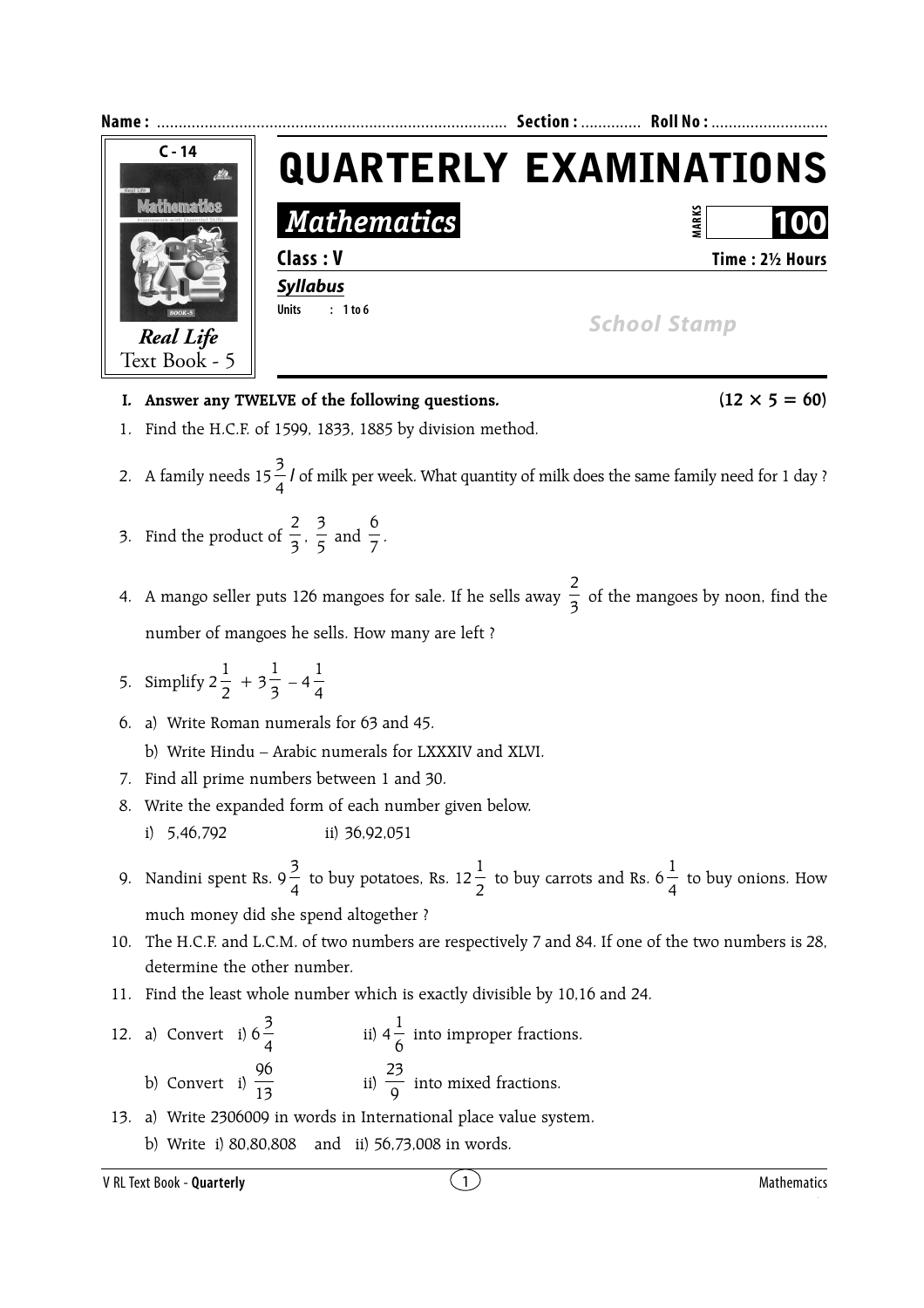Name : ............................................................................ Section : ............. Roll No : ..........................

C - 14

Real Life
Text Book - 5

# QUARTERLY EXAMINATIONS

## *Mathematics*

MARKS **100**

**Class : V** **Time : 2½ Hours**

***Syllabus***

**Units : 1 to 6**

*School Stamp*

**I. Answer any TWELVE of the following questions.** **(12 × 5 = 60)**

1. Find the H.C.F. of 1599, 1833, 1885 by division method.

2. A family needs $15\frac{3}{4}$ *l* of milk per week. What quantity of milk does the same family need for 1 day ?

3. Find the product of $\frac{2}{3}$, $\frac{3}{5}$ and $\frac{6}{7}$.

4. A mango seller puts 126 mangoes for sale. If he sells away $\frac{2}{3}$ of the mangoes by noon, find the number of mangoes he sells. How many are left ?

5. Simplify $2\frac{1}{2} + 3\frac{1}{3} - 4\frac{1}{4}$

6. a) Write Roman numerals for 63 and 45.

   b) Write Hindu – Arabic numerals for LXXXIV and XLVI.

7. Find all prime numbers between 1 and 30.

8. Write the expanded form of each number given below.

   i) 5,46,792 ii) 36,92,051

9. Nandini spent Rs. $9\frac{3}{4}$ to buy potatoes, Rs. $12\frac{1}{2}$ to buy carrots and Rs. $6\frac{1}{4}$ to buy onions. How much money did she spend altogether ?

10. The H.C.F. and L.C.M. of two numbers are respectively 7 and 84. If one of the two numbers is 28, determine the other number.

11. Find the least whole number which is exactly divisible by 10,16 and 24.

12. a) Convert i) $6\frac{3}{4}$ ii) $4\frac{1}{6}$ into improper fractions.

    b) Convert i) $\frac{96}{13}$ ii) $\frac{23}{9}$ into mixed fractions.

13. a) Write 2306009 in words in International place value system.

    b) Write i) 80,80,808 and ii) 56,73,008 in words.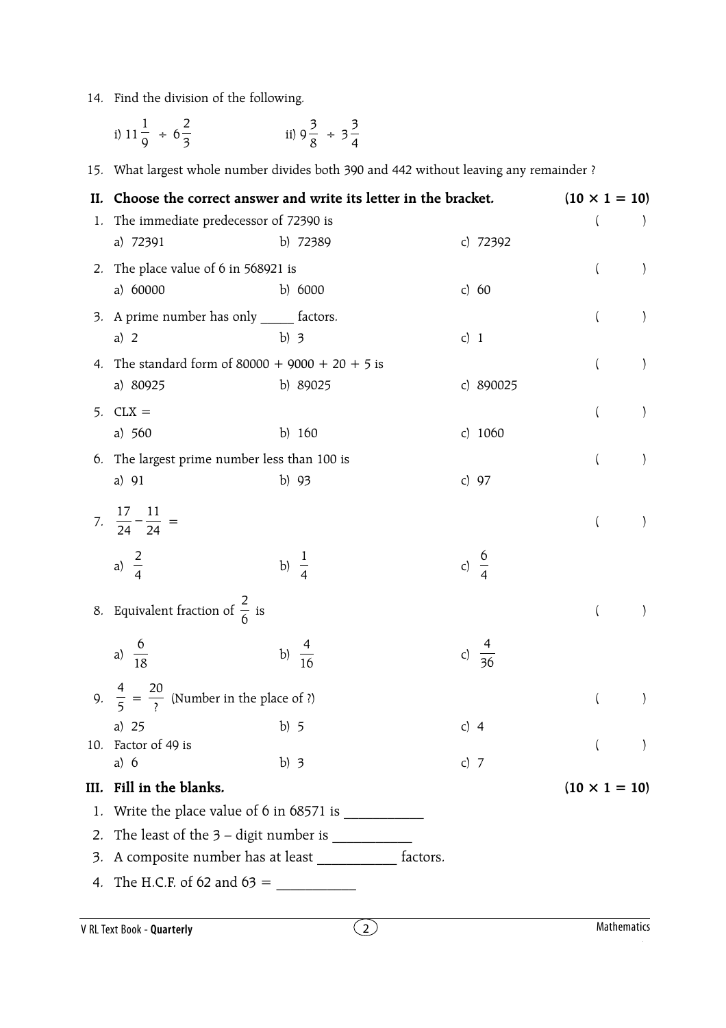14. Find the division of the following.

   i) $11\frac{1}{9} \div 6\frac{2}{3}$ ii) $9\frac{3}{8} \div 3\frac{3}{4}$

15. What largest whole number divides both 390 and 442 without leaving any remainder ?

## II. Choose the correct answer and write its letter in the bracket. (10 × 1 = 10)

1. The immediate predecessor of 72390 is ( )
   a) 72391 b) 72389 c) 72392

2. The place value of 6 in 568921 is ( )
   a) 60000 b) 6000 c) 60

3. A prime number has only _____ factors. ( )
   a) 2 b) 3 c) 1

4. The standard form of 80000 + 9000 + 20 + 5 is ( )
   a) 80925 b) 89025 c) 890025

5. CLX = ( )
   a) 560 b) 160 c) 1060

6. The largest prime number less than 100 is ( )
   a) 91 b) 93 c) 97

7. $\frac{17}{24} - \frac{11}{24} =$ ( )
   a) $\frac{2}{4}$ b) $\frac{1}{4}$ c) $\frac{6}{4}$

8. Equivalent fraction of $\frac{2}{6}$ is ( )
   a) $\frac{6}{18}$ b) $\frac{4}{16}$ c) $\frac{4}{36}$

9. $\frac{4}{5} = \frac{20}{?}$ (Number in the place of ?) ( )
   a) 25 b) 5 c) 4

10. Factor of 49 is ( )
   a) 6 b) 3 c) 7

## III. Fill in the blanks. (10 × 1 = 10)

1. Write the place value of 6 in 68571 is ___________
2. The least of the 3 – digit number is ___________
3. A composite number has at least ___________ factors.
4. The H.C.F. of 62 and 63 = ___________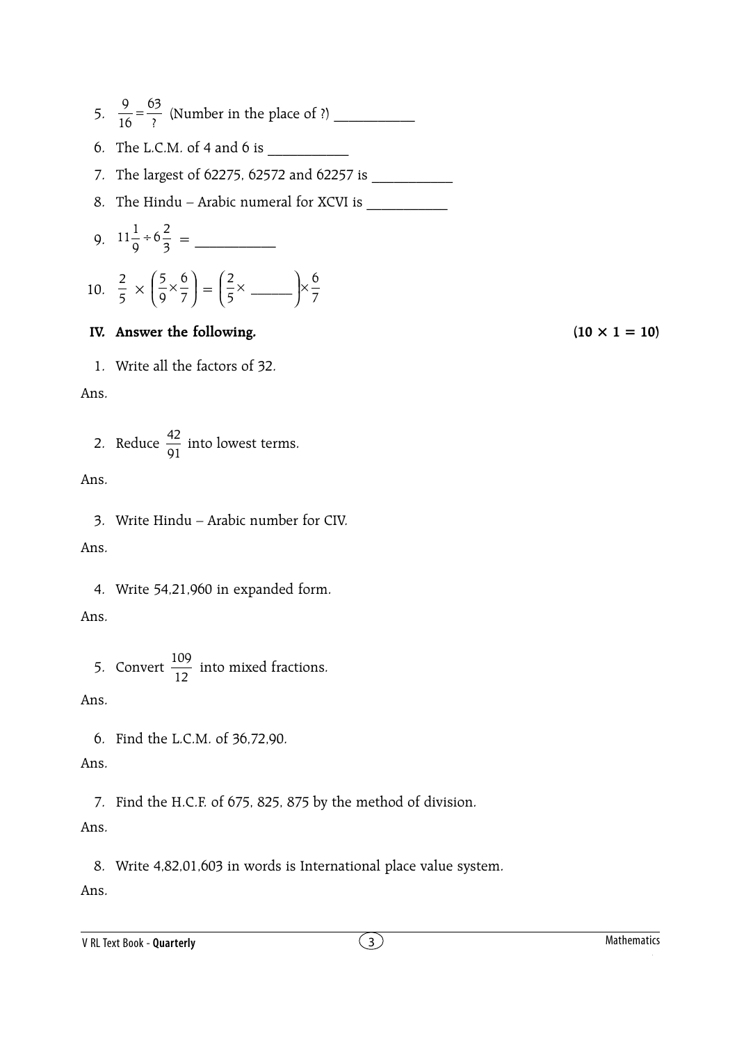5. $\frac{9}{16} = \frac{63}{?}$ (Number in the place of ?) ___________

6. The L.C.M. of 4 and 6 is ___________

7. The largest of 62275, 62572 and 62257 is ___________

8. The Hindu – Arabic numeral for XCVI is ___________

9. $11\frac{1}{9} \div 6\frac{2}{3}$ = ___________

10. $\frac{2}{5} \times \left(\frac{5}{9} \times \frac{6}{7}\right) = \left(\frac{2}{5} \times \text{\_\_\_\_\_\_}\right) \times \frac{6}{7}$

**IV. Answer the following.** **(10 × 1 = 10)**

1. Write all the factors of 32.

Ans.

2. Reduce $\frac{42}{91}$ into lowest terms.

Ans.

3. Write Hindu – Arabic number for CIV.

Ans.

4. Write 54,21,960 in expanded form.

Ans.

5. Convert $\frac{109}{12}$ into mixed fractions.

Ans.

6. Find the L.C.M. of 36,72,90.

Ans.

7. Find the H.C.F. of 675, 825, 875 by the method of division.

Ans.

8. Write 4,82,01,603 in words is International place value system.

Ans.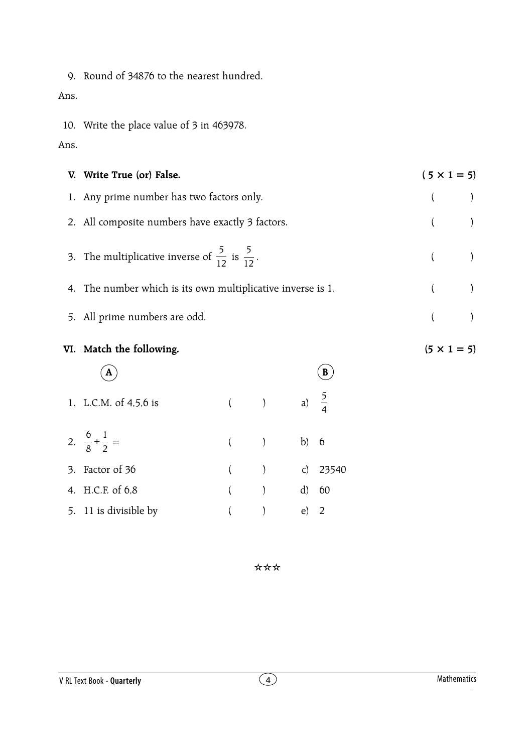9. Round of 34876 to the nearest hundred.

Ans.

10. Write the place value of 3 in 463978.

Ans.

**V. Write True (or) False.** **( 5 × 1 = 5)**

1. Any prime number has two factors only. (  )
2. All composite numbers have exactly 3 factors. (  )
3. The multiplicative inverse of $\frac{5}{12}$ is $\frac{5}{12}$. (  )
4. The number which is its own multiplicative inverse is 1. (  )
5. All prime numbers are odd. (  )

**VI. Match the following.** **(5 × 1 = 5)**

| A | | B |
|---|---|---|
| 1. L.C.M. of 4,5,6 is | (  ) | a) $\frac{5}{4}$ |
| 2. $\frac{6}{8}+\frac{1}{2}=$ | (  ) | b) 6 |
| 3. Factor of 36 | (  ) | c) 23540 |
| 4. H.C.F. of 6,8 | (  ) | d) 60 |
| 5. 11 is divisible by | (  ) | e) 2 |

☆☆☆